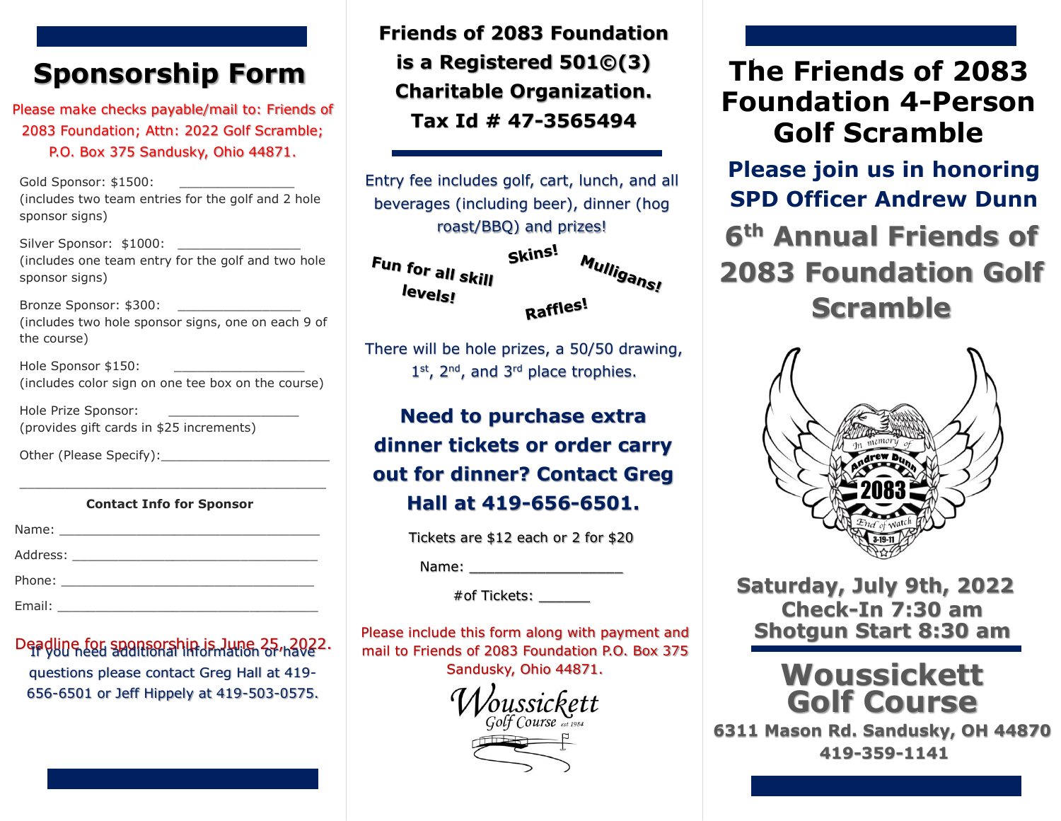# Sponsorship Form

Please make checks payable/mail to: Friends of 2083 Foundation; Attn: 2022 Golf Scramble; P.O. Box 375 Sandusky, Ohio 44871.

Gold Sponsor: $1500: _______________
(includes two team entries for the golf and 2 hole sponsor signs)

Silver Sponsor: $1000: ________________
(includes one team entry for the golf and two hole sponsor signs)

Bronze Sponsor: $300: ________________
(includes two hole sponsor signs, one on each 9 of the course)

Hole Sponsor $150: _________________
(includes color sign on one tee box on the course)

Hole Prize Sponsor: _________________
(provides gift cards in $25 increments)

Other (Please Specify):______________________

________________________________________

**Contact Info for Sponsor**

Name: ________________________________

Address: ______________________________

Phone: ________________________________

Email: ________________________________

Deadline for sponsorship is June 25, 2022.

If you need additional information or have questions please contact Greg Hall at 419-656-6501 or Jeff Hippely at 419-503-0575.

**Friends of 2083 Foundation is a Registered 501©(3) Charitable Organization. Tax Id # 47-3565494**

Entry fee includes golf, cart, lunch, and all beverages (including beer), dinner (hog roast/BBQ) and prizes!

**Fun for all skill levels!** **Skins!** **Mulligans!** **Raffles!**

There will be hole prizes, a 50/50 drawing, 1st, 2nd, and 3rd place trophies.

**Need to purchase extra dinner tickets or order carry out for dinner? Contact Greg Hall at 419-656-6501.**

Tickets are $12 each or 2 for $20

Name: __________________

#of Tickets: ______

Please include this form along with payment and mail to Friends of 2083 Foundation P.O. Box 375 Sandusky, Ohio 44871.

Woussickett Golf Course est 1984

# The Friends of 2083 Foundation 4-Person Golf Scramble

## Please join us in honoring SPD Officer Andrew Dunn

## 6th Annual Friends of 2083 Foundation Golf Scramble

In memory of Andrew Dunn 2083 End of Watch 3-19-11

**Saturday, July 9th, 2022**
**Check-In 7:30 am**
**Shotgun Start 8:30 am**

## Woussickett Golf Course

**6311 Mason Rd. Sandusky, OH 44870**
**419-359-1141**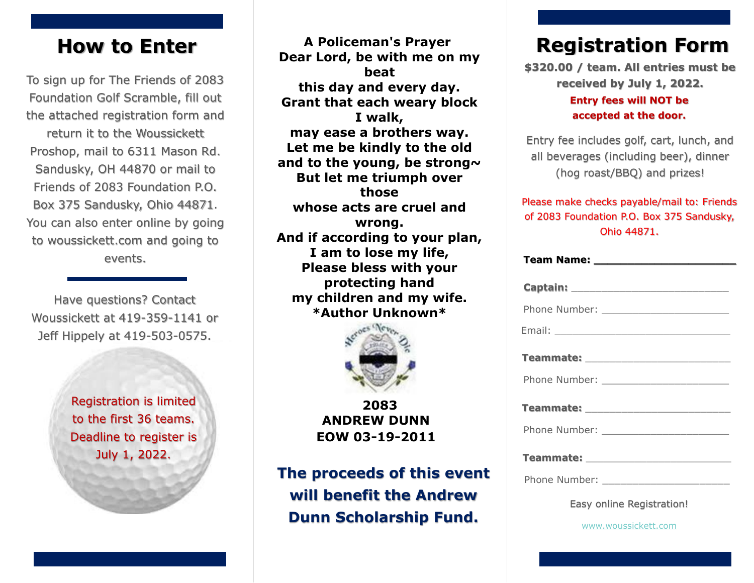## How to Enter

To sign up for The Friends of 2083 Foundation Golf Scramble, fill out the attached registration form and return it to the Woussickett Proshop, mail to 6311 Mason Rd. Sandusky, OH 44870 or mail to Friends of 2083 Foundation P.O. Box 375 Sandusky, Ohio 44871. You can also enter online by going to woussickett.com and going to events.

Have questions? Contact Woussickett at 419-359-1141 or Jeff Hippely at 419-503-0575.

Registration is limited to the first 36 teams. Deadline to register is July 1, 2022.

**A Policeman's Prayer**
**Dear Lord, be with me on my beat**
**this day and every day.**
**Grant that each weary block I walk,**
**may ease a brothers way.**
**Let me be kindly to the old**
**and to the young, be strong~**
**But let me triumph over those**
**whose acts are cruel and wrong.**
**And if according to your plan,**
**I am to lose my life,**
**Please bless with your protecting hand**
**my children and my wife.**
***Author Unknown***

Heroes Never Die

**2083**
**ANDREW DUNN**
**EOW 03-19-2011**

**The proceeds of this event will benefit the Andrew Dunn Scholarship Fund.**

## Registration Form

**$320.00 / team. All entries must be received by July 1, 2022.**

**Entry fees will NOT be accepted at the door.**

Entry fee includes golf, cart, lunch, and all beverages (including beer), dinner (hog roast/BBQ) and prizes!

Please make checks payable/mail to: Friends of 2083 Foundation P.O. Box 375 Sandusky, Ohio 44871.

**Team Name:** ____________________

**Captain:** ____________________

Phone Number: ____________________

Email: ____________________

**Teammate:** ____________________

Phone Number: ____________________

**Teammate:** ____________________

Phone Number: ____________________

**Teammate:** ____________________

Phone Number: ____________________

Easy online Registration!

www.woussickett.com